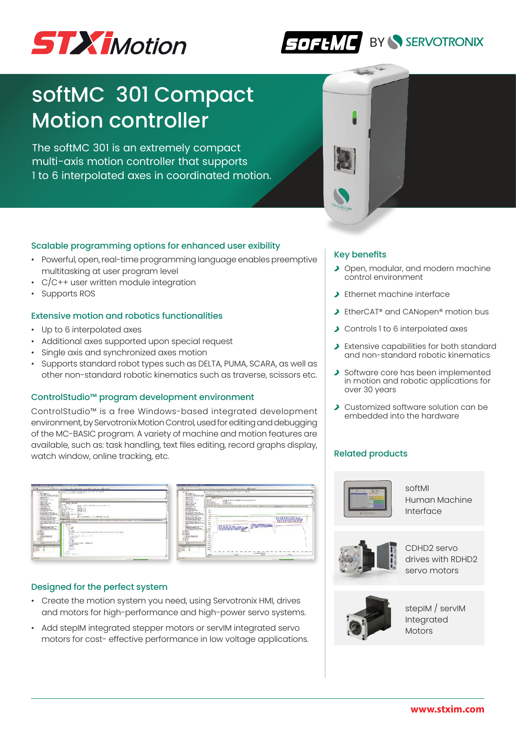STXIMotion

softMC BY SERVOTRONIX

# softMC 301 Compact Motion controller

The softMC 301 is an extremely compact multi-axis motion controller that supports 1 to 6 interpolated axes in coordinated motion.

### Scalable programming options for enhanced user exibility

- Powerful, open, real-time programming language enables preemptive multitasking at user program level
- C/C++ user written module integration
- Supports ROS

### Extensive motion and robotics functionalities

- Up to 6 interpolated axes
- Additional axes supported upon special request
- Single axis and synchronized axes motion
- Supports standard robot types such as DELTA, PUMA, SCARA, as well as other non-standard robotic kinematics such as traverse, scissors etc.

### ControlStudio™ program development environment

ControlStudio™ is a free Windows-based integrated development environment, by Servotronix Motion Control, used for editing and debugging of the MC-BASIC program. A variety of machine and motion features are available, such as: task handling, text files editing, record graphs display, watch window, online tracking, etc.

### Designed for the perfect system

- Create the motion system you need, using Servotronix HMI, drives and motors for high-performance and high-power servo systems.
- Add stepIM integrated stepper motors or servIM integrated servo motors for cost- effective performance in low voltage applications.

### Key benefits

- Open, modular, and modern machine control environment
- Ethernet machine interface
- EtherCAT® and CANopen® motion bus
- Controls 1 to 6 interpolated axes
- Extensive capabilities for both standard and non-standard robotic kinematics
- Software core has been implemented in motion and robotic applications for over 30 years
- Customized software solution can be embedded into the hardware

### Related products

- softMI Human Machine Interface
- CDHD2 servo drives with RDHD2 servo motors
- stepIM / servIM Integrated Motors

www.stxim.com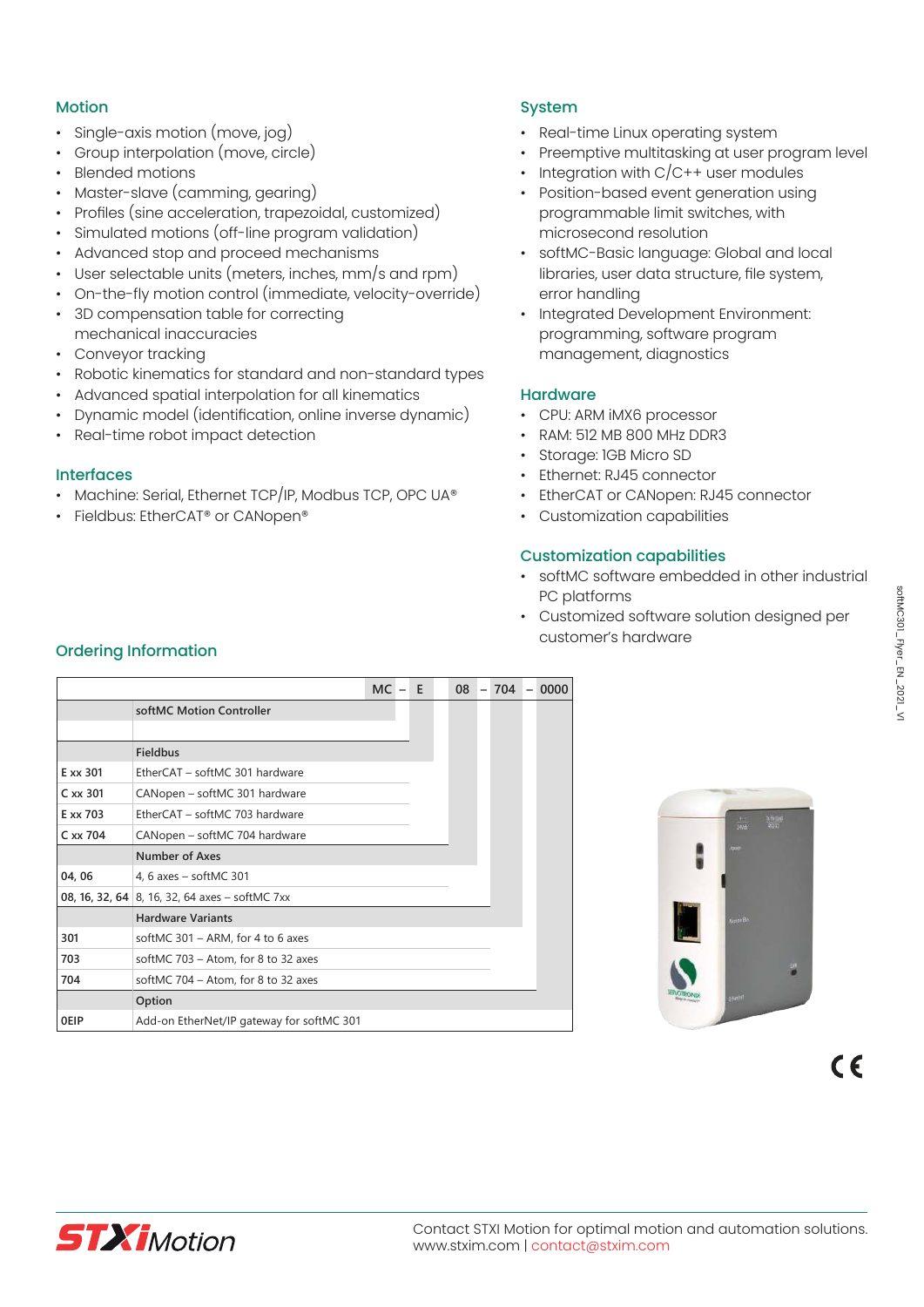## Motion

- Single-axis motion (move, jog)
- Group interpolation (move, circle)
- Blended motions
- Master-slave (camming, gearing)
- Profiles (sine acceleration, trapezoidal, customized)
- Simulated motions (off-line program validation)
- Advanced stop and proceed mechanisms
- User selectable units (meters, inches, mm/s and rpm)
- On-the-fly motion control (immediate, velocity-override)
- 3D compensation table for correcting mechanical inaccuracies
- Conveyor tracking
- Robotic kinematics for standard and non-standard types
- Advanced spatial interpolation for all kinematics
- Dynamic model (identification, online inverse dynamic)
- Real-time robot impact detection

## Interfaces

- Machine: Serial, Ethernet TCP/IP, Modbus TCP, OPC UA®
- Fieldbus: EtherCAT® or CANopen®

## System

- Real-time Linux operating system
- Preemptive multitasking at user program level
- Integration with C/C++ user modules
- Position-based event generation using programmable limit switches, with microsecond resolution
- softMC-Basic language: Global and local libraries, user data structure, file system, error handling
- Integrated Development Environment: programming, software program management, diagnostics

## Hardware

- CPU: ARM iMX6 processor
- RAM: 512 MB 800 MHz DDR3
- Storage: 1GB Micro SD
- Ethernet: RJ45 connector
- EtherCAT or CANopen: RJ45 connector
- Customization capabilities

## Customization capabilities

- softMC software embedded in other industrial PC platforms
- Customized software solution designed per customer's hardware

## Ordering Information

| | MC – E 08 – 704 – 0000 |
|---|---|
| | softMC Motion Controller |
| | **Fieldbus** |
| E xx 301 | EtherCAT – softMC 301 hardware |
| C xx 301 | CANopen – softMC 301 hardware |
| E xx 703 | EtherCAT – softMC 703 hardware |
| C xx 704 | CANopen – softMC 704 hardware |
| | **Number of Axes** |
| 04, 06 | 4, 6 axes – softMC 301 |
| 08, 16, 32, 64 | 8, 16, 32, 64 axes – softMC 7xx |
| | **Hardware Variants** |
| 301 | softMC 301 – ARM, for 4 to 6 axes |
| 703 | softMC 703 – Atom, for 8 to 32 axes |
| 704 | softMC 704 – Atom, for 8 to 32 axes |
| | **Option** |
| 0EIP | Add-on EtherNet/IP gateway for softMC 301 |

Contact STXI Motion for optimal motion and automation solutions.
www.stxim.com | contact@stxim.com